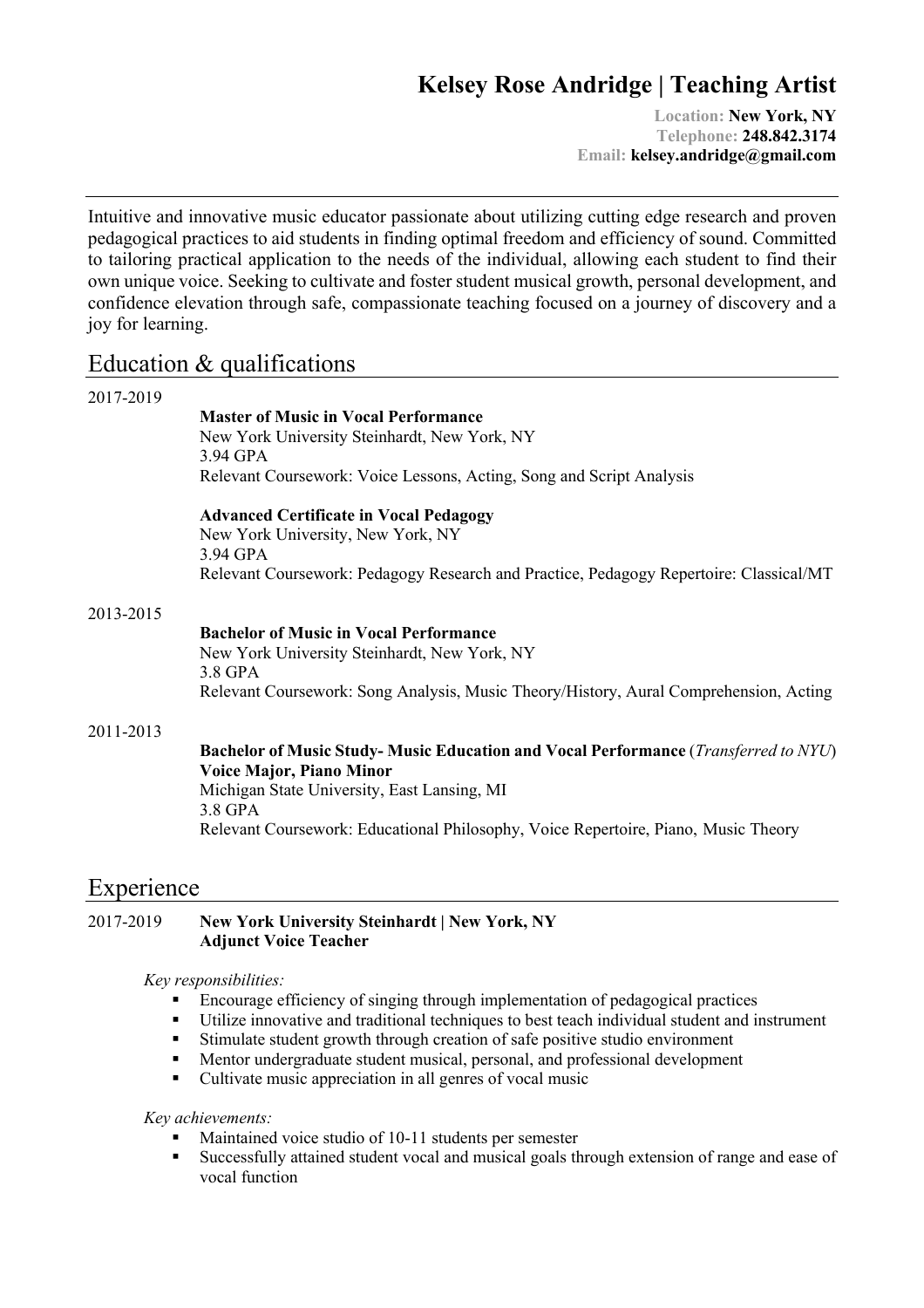# Kelsey Rose Andridge | Teaching Artist

**Location:** **New York, NY**
**Telephone:** **248.842.3174**
**Email:** **kelsey.andridge@gmail.com**

---

Intuitive and innovative music educator passionate about utilizing cutting edge research and proven pedagogical practices to aid students in finding optimal freedom and efficiency of sound. Committed to tailoring practical application to the needs of the individual, allowing each student to find their own unique voice. Seeking to cultivate and foster student musical growth, personal development, and confidence elevation through safe, compassionate teaching focused on a journey of discovery and a joy for learning.

## Education & qualifications

2017-2019

**Master of Music in Vocal Performance**
New York University Steinhardt, New York, NY
3.94 GPA
Relevant Coursework: Voice Lessons, Acting, Song and Script Analysis

**Advanced Certificate in Vocal Pedagogy**
New York University, New York, NY
3.94 GPA
Relevant Coursework: Pedagogy Research and Practice, Pedagogy Repertoire: Classical/MT

2013-2015

**Bachelor of Music in Vocal Performance**
New York University Steinhardt, New York, NY
3.8 GPA
Relevant Coursework: Song Analysis, Music Theory/History, Aural Comprehension, Acting

2011-2013

**Bachelor of Music Study- Music Education and Vocal Performance** (*Transferred to NYU*)
**Voice Major, Piano Minor**
Michigan State University, East Lansing, MI
3.8 GPA
Relevant Coursework: Educational Philosophy, Voice Repertoire, Piano, Music Theory

## Experience

2017-2019 **New York University Steinhardt | New York, NY**
**Adjunct Voice Teacher**

*Key responsibilities:*

- Encourage efficiency of singing through implementation of pedagogical practices
- Utilize innovative and traditional techniques to best teach individual student and instrument
- Stimulate student growth through creation of safe positive studio environment
- Mentor undergraduate student musical, personal, and professional development
- Cultivate music appreciation in all genres of vocal music

*Key achievements:*

- Maintained voice studio of 10-11 students per semester
- Successfully attained student vocal and musical goals through extension of range and ease of vocal function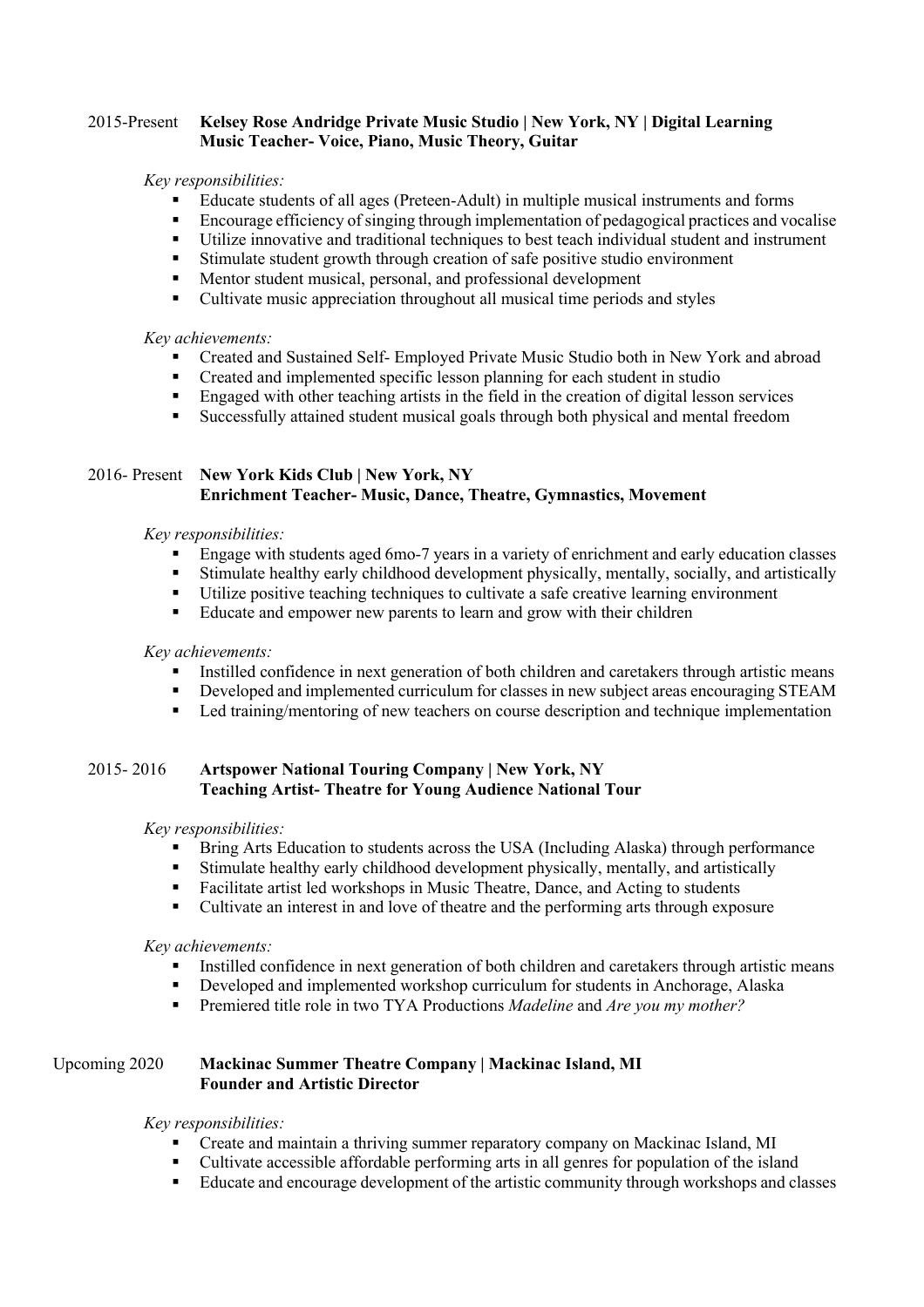2015-Present **Kelsey Rose Andridge Private Music Studio | New York, NY | Digital Learning**
**Music Teacher- Voice, Piano, Music Theory, Guitar**

*Key responsibilities:*

- Educate students of all ages (Preteen-Adult) in multiple musical instruments and forms
- Encourage efficiency of singing through implementation of pedagogical practices and vocalise
- Utilize innovative and traditional techniques to best teach individual student and instrument
- Stimulate student growth through creation of safe positive studio environment
- Mentor student musical, personal, and professional development
- Cultivate music appreciation throughout all musical time periods and styles

*Key achievements:*

- Created and Sustained Self- Employed Private Music Studio both in New York and abroad
- Created and implemented specific lesson planning for each student in studio
- Engaged with other teaching artists in the field in the creation of digital lesson services
- Successfully attained student musical goals through both physical and mental freedom

2016- Present **New York Kids Club | New York, NY**
**Enrichment Teacher- Music, Dance, Theatre, Gymnastics, Movement**

*Key responsibilities:*

- Engage with students aged 6mo-7 years in a variety of enrichment and early education classes
- Stimulate healthy early childhood development physically, mentally, socially, and artistically
- Utilize positive teaching techniques to cultivate a safe creative learning environment
- Educate and empower new parents to learn and grow with their children

*Key achievements:*

- Instilled confidence in next generation of both children and caretakers through artistic means
- Developed and implemented curriculum for classes in new subject areas encouraging STEAM
- Led training/mentoring of new teachers on course description and technique implementation

2015- 2016 **Artspower National Touring Company | New York, NY**
**Teaching Artist- Theatre for Young Audience National Tour**

*Key responsibilities:*

- Bring Arts Education to students across the USA (Including Alaska) through performance
- Stimulate healthy early childhood development physically, mentally, and artistically
- Facilitate artist led workshops in Music Theatre, Dance, and Acting to students
- Cultivate an interest in and love of theatre and the performing arts through exposure

*Key achievements:*

- Instilled confidence in next generation of both children and caretakers through artistic means
- Developed and implemented workshop curriculum for students in Anchorage, Alaska
- Premiered title role in two TYA Productions *Madeline* and *Are you my mother?*

Upcoming 2020 **Mackinac Summer Theatre Company | Mackinac Island, MI**
**Founder and Artistic Director**

*Key responsibilities:*

- Create and maintain a thriving summer reparatory company on Mackinac Island, MI
- Cultivate accessible affordable performing arts in all genres for population of the island
- Educate and encourage development of the artistic community through workshops and classes